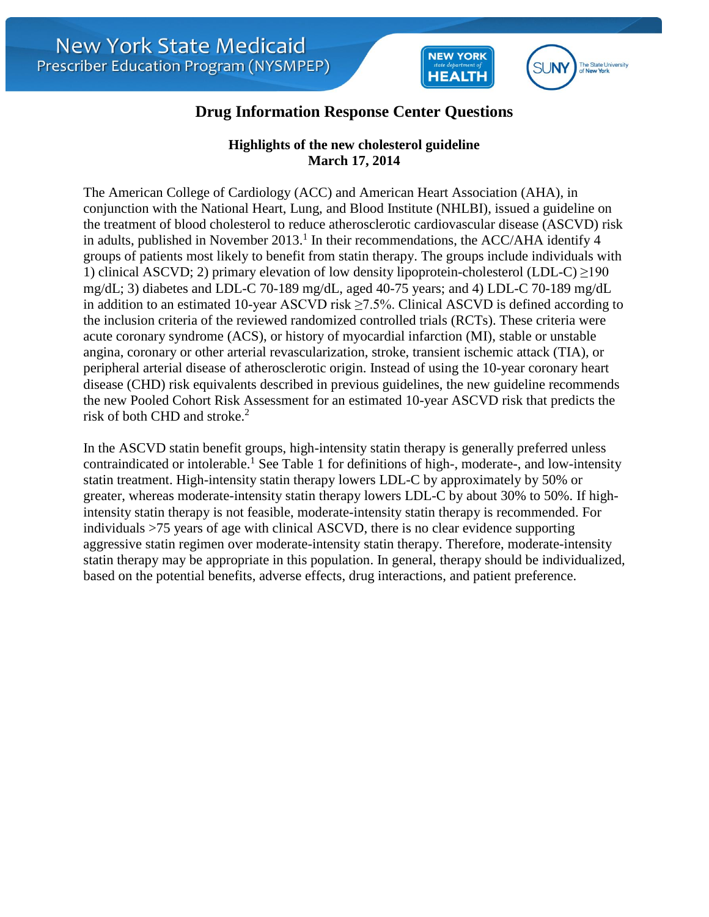New York State Medicaid Prescriber Education Program (NYSMPEP)

# Drug Information Response Center Questions

## Highlights of the new cholesterol guideline
**March 17, 2014**

The American College of Cardiology (ACC) and American Heart Association (AHA), in conjunction with the National Heart, Lung, and Blood Institute (NHLBI), issued a guideline on the treatment of blood cholesterol to reduce atherosclerotic cardiovascular disease (ASCVD) risk in adults, published in November 2013.[1] In their recommendations, the ACC/AHA identify 4 groups of patients most likely to benefit from statin therapy. The groups include individuals with 1) clinical ASCVD; 2) primary elevation of low density lipoprotein-cholesterol (LDL-C) ≥190 mg/dL; 3) diabetes and LDL-C 70-189 mg/dL, aged 40-75 years; and 4) LDL-C 70-189 mg/dL in addition to an estimated 10-year ASCVD risk ≥7.5%. Clinical ASCVD is defined according to the inclusion criteria of the reviewed randomized controlled trials (RCTs). These criteria were acute coronary syndrome (ACS), or history of myocardial infarction (MI), stable or unstable angina, coronary or other arterial revascularization, stroke, transient ischemic attack (TIA), or peripheral arterial disease of atherosclerotic origin. Instead of using the 10-year coronary heart disease (CHD) risk equivalents described in previous guidelines, the new guideline recommends the new Pooled Cohort Risk Assessment for an estimated 10-year ASCVD risk that predicts the risk of both CHD and stroke.[2]

In the ASCVD statin benefit groups, high-intensity statin therapy is generally preferred unless contraindicated or intolerable.[1] See Table 1 for definitions of high-, moderate-, and low-intensity statin treatment. High-intensity statin therapy lowers LDL-C by approximately by 50% or greater, whereas moderate-intensity statin therapy lowers LDL-C by about 30% to 50%. If high-intensity statin therapy is not feasible, moderate-intensity statin therapy is recommended. For individuals >75 years of age with clinical ASCVD, there is no clear evidence supporting aggressive statin regimen over moderate-intensity statin therapy. Therefore, moderate-intensity statin therapy may be appropriate in this population. In general, therapy should be individualized, based on the potential benefits, adverse effects, drug interactions, and patient preference.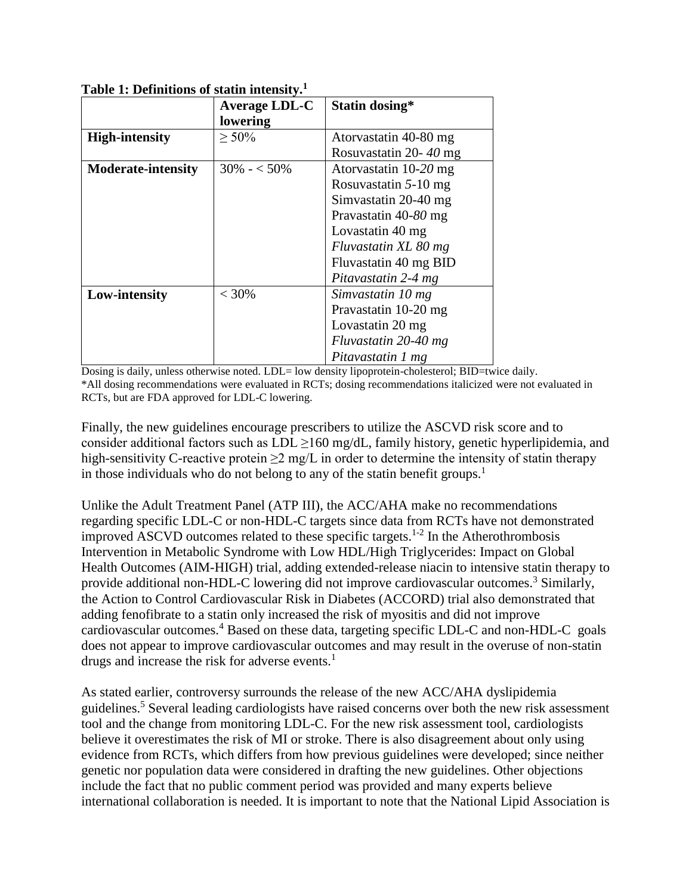**Table 1: Definitions of statin intensity.[1]**

| | Average LDL-C lowering | Statin dosing* |
|---|---|---|
| **High-intensity** | ≥ 50% | Atorvastatin 40-80 mg<br>Rosuvastatin 20- *40* mg |
| **Moderate-intensity** | 30% - < 50% | Atorvastatin 10-*20* mg<br>Rosuvastatin *5*-10 mg<br>Simvastatin 20-40 mg<br>Pravastatin 40-*80* mg<br>Lovastatin 40 mg<br>*Fluvastatin XL 80 mg*<br>Fluvastatin 40 mg BID<br>*Pitavastatin 2-4 mg* |
| **Low-intensity** | < 30% | *Simvastatin 10 mg*<br>Pravastatin 10-20 mg<br>Lovastatin 20 mg<br>*Fluvastatin 20-40 mg*<br>*Pitavastatin 1 mg* |

Dosing is daily, unless otherwise noted. LDL= low density lipoprotein-cholesterol; BID=twice daily.
*All dosing recommendations were evaluated in RCTs; dosing recommendations italicized were not evaluated in RCTs, but are FDA approved for LDL-C lowering.

Finally, the new guidelines encourage prescribers to utilize the ASCVD risk score and to consider additional factors such as LDL ≥160 mg/dL, family history, genetic hyperlipidemia, and high-sensitivity C-reactive protein ≥2 mg/L in order to determine the intensity of statin therapy in those individuals who do not belong to any of the statin benefit groups.[1]

Unlike the Adult Treatment Panel (ATP III), the ACC/AHA make no recommendations regarding specific LDL-C or non-HDL-C targets since data from RCTs have not demonstrated improved ASCVD outcomes related to these specific targets.[1-2] In the Atherothrombosis Intervention in Metabolic Syndrome with Low HDL/High Triglycerides: Impact on Global Health Outcomes (AIM-HIGH) trial, adding extended-release niacin to intensive statin therapy to provide additional non-HDL-C lowering did not improve cardiovascular outcomes.[3] Similarly, the Action to Control Cardiovascular Risk in Diabetes (ACCORD) trial also demonstrated that adding fenofibrate to a statin only increased the risk of myositis and did not improve cardiovascular outcomes.[4] Based on these data, targeting specific LDL-C and non-HDL-C goals does not appear to improve cardiovascular outcomes and may result in the overuse of non-statin drugs and increase the risk for adverse events.[1]

As stated earlier, controversy surrounds the release of the new ACC/AHA dyslipidemia guidelines.[5] Several leading cardiologists have raised concerns over both the new risk assessment tool and the change from monitoring LDL-C. For the new risk assessment tool, cardiologists believe it overestimates the risk of MI or stroke. There is also disagreement about only using evidence from RCTs, which differs from how previous guidelines were developed; since neither genetic nor population data were considered in drafting the new guidelines. Other objections include the fact that no public comment period was provided and many experts believe international collaboration is needed. It is important to note that the National Lipid Association is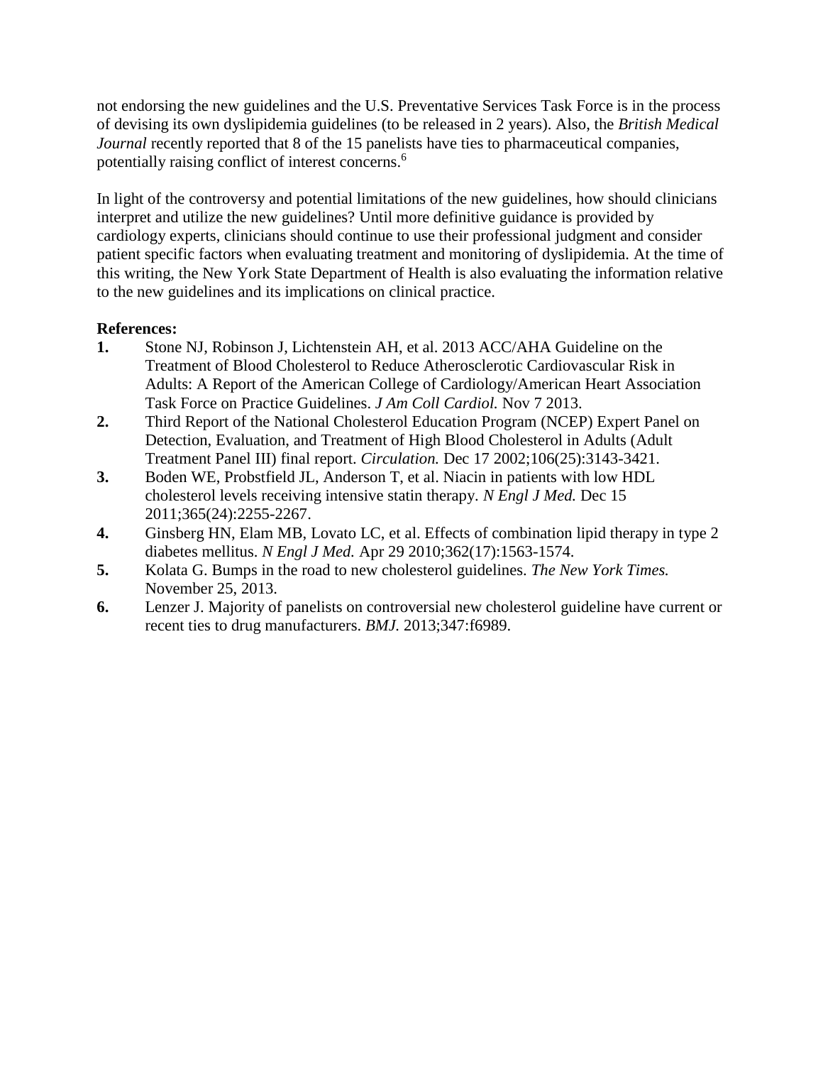not endorsing the new guidelines and the U.S. Preventative Services Task Force is in the process of devising its own dyslipidemia guidelines (to be released in 2 years). Also, the *British Medical Journal* recently reported that 8 of the 15 panelists have ties to pharmaceutical companies, potentially raising conflict of interest concerns.[6]

In light of the controversy and potential limitations of the new guidelines, how should clinicians interpret and utilize the new guidelines? Until more definitive guidance is provided by cardiology experts, clinicians should continue to use their professional judgment and consider patient specific factors when evaluating treatment and monitoring of dyslipidemia. At the time of this writing, the New York State Department of Health is also evaluating the information relative to the new guidelines and its implications on clinical practice.

**References:**

1. Stone NJ, Robinson J, Lichtenstein AH, et al. 2013 ACC/AHA Guideline on the Treatment of Blood Cholesterol to Reduce Atherosclerotic Cardiovascular Risk in Adults: A Report of the American College of Cardiology/American Heart Association Task Force on Practice Guidelines. *J Am Coll Cardiol.* Nov 7 2013.
2. Third Report of the National Cholesterol Education Program (NCEP) Expert Panel on Detection, Evaluation, and Treatment of High Blood Cholesterol in Adults (Adult Treatment Panel III) final report. *Circulation.* Dec 17 2002;106(25):3143-3421.
3. Boden WE, Probstfield JL, Anderson T, et al. Niacin in patients with low HDL cholesterol levels receiving intensive statin therapy. *N Engl J Med.* Dec 15 2011;365(24):2255-2267.
4. Ginsberg HN, Elam MB, Lovato LC, et al. Effects of combination lipid therapy in type 2 diabetes mellitus. *N Engl J Med.* Apr 29 2010;362(17):1563-1574.
5. Kolata G. Bumps in the road to new cholesterol guidelines. *The New York Times.* November 25, 2013.
6. Lenzer J. Majority of panelists on controversial new cholesterol guideline have current or recent ties to drug manufacturers. *BMJ.* 2013;347:f6989.